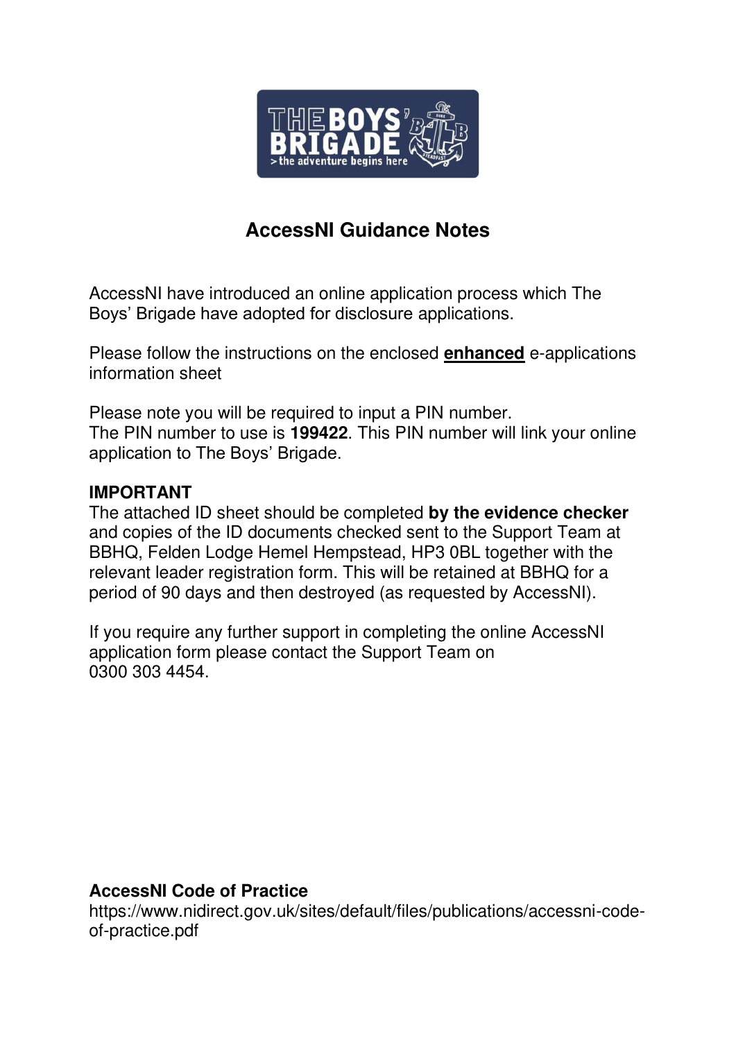# AccessNI Guidance Notes

AccessNI have introduced an online application process which The Boys' Brigade have adopted for disclosure applications.

Please follow the instructions on the enclosed **enhanced** e-applications information sheet

Please note you will be required to input a PIN number.
The PIN number to use is **199422**. This PIN number will link your online application to The Boys' Brigade.

**IMPORTANT**
The attached ID sheet should be completed **by the evidence checker** and copies of the ID documents checked sent to the Support Team at BBHQ, Felden Lodge Hemel Hempstead, HP3 0BL together with the relevant leader registration form. This will be retained at BBHQ for a period of 90 days and then destroyed (as requested by AccessNI).

If you require any further support in completing the online AccessNI application form please contact the Support Team on 0300 303 4454.

**AccessNI Code of Practice**
https://www.nidirect.gov.uk/sites/default/files/publications/accessni-code-of-practice.pdf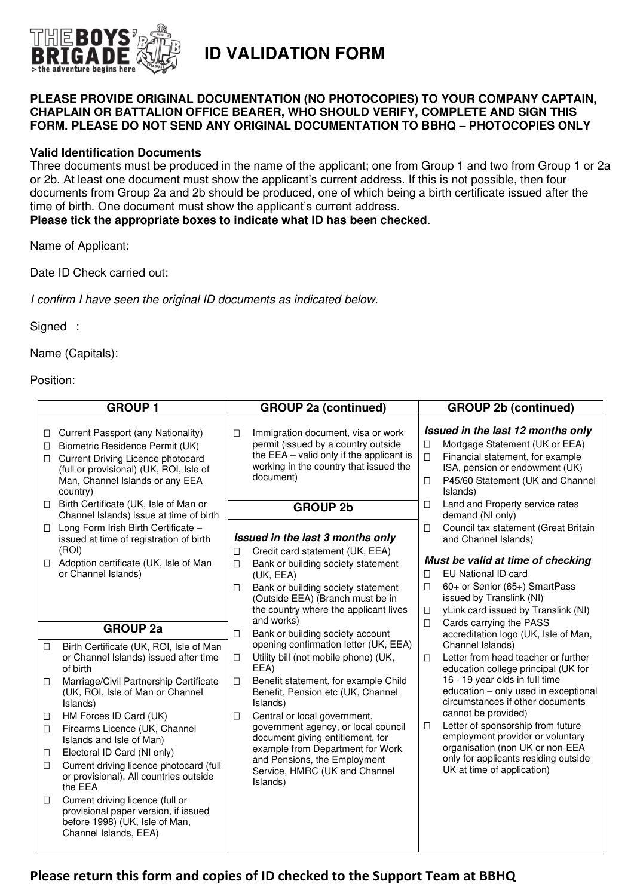# ID VALIDATION FORM

**PLEASE PROVIDE ORIGINAL DOCUMENTATION (NO PHOTOCOPIES) TO YOUR COMPANY CAPTAIN, CHAPLAIN OR BATTALION OFFICE BEARER, WHO SHOULD VERIFY, COMPLETE AND SIGN THIS FORM. PLEASE DO NOT SEND ANY ORIGINAL DOCUMENTATION TO BBHQ – PHOTOCOPIES ONLY**

**Valid Identification Documents**

Three documents must be produced in the name of the applicant; one from Group 1 and two from Group 1 or 2a or 2b. At least one document must show the applicant's current address. If this is not possible, then four documents from Group 2a and 2b should be produced, one of which being a birth certificate issued after the time of birth. One document must show the applicant's current address.

**Please tick the appropriate boxes to indicate what ID has been checked**.

Name of Applicant:

Date ID Check carried out:

*I confirm I have seen the original ID documents as indicated below.*

Signed :

Name (Capitals):

Position:

## GROUP 1

- ☐ Current Passport (any Nationality)
- ☐ Biometric Residence Permit (UK)
- ☐ Current Driving Licence photocard (full or provisional) (UK, ROI, Isle of Man, Channel Islands or any EEA country)
- ☐ Birth Certificate (UK, Isle of Man or Channel Islands) issue at time of birth
- ☐ Long Form Irish Birth Certificate – issued at time of registration of birth (ROI)
- ☐ Adoption certificate (UK, Isle of Man or Channel Islands)

## GROUP 2a

- ☐ Birth Certificate (UK, ROI, Isle of Man or Channel Islands) issued after time of birth
- ☐ Marriage/Civil Partnership Certificate (UK, ROI, Isle of Man or Channel Islands)
- ☐ HM Forces ID Card (UK)
- ☐ Firearms Licence (UK, Channel Islands and Isle of Man)
- ☐ Electoral ID Card (NI only)
- ☐ Current driving licence photocard (full or provisional). All countries outside the EEA
- ☐ Current driving licence (full or provisional paper version, if issued before 1998) (UK, Isle of Man, Channel Islands, EEA)

## GROUP 2a (continued)

- ☐ Immigration document, visa or work permit (issued by a country outside the EEA – valid only if the applicant is working in the country that issued the document)

## GROUP 2b

***Issued in the last 3 months only***

- ☐ Credit card statement (UK, EEA)
- ☐ Bank or building society statement (UK, EEA)
- ☐ Bank or building society statement (Outside EEA) (Branch must be in the country where the applicant lives and works)
- ☐ Bank or building society account opening confirmation letter (UK, EEA)
- ☐ Utility bill (not mobile phone) (UK, EEA)
- ☐ Benefit statement, for example Child Benefit, Pension etc (UK, Channel Islands)
- ☐ Central or local government, government agency, or local council document giving entitlement, for example from Department for Work and Pensions, the Employment Service, HMRC (UK and Channel Islands)

## GROUP 2b (continued)

***Issued in the last 12 months only***

- ☐ Mortgage Statement (UK or EEA)
- ☐ Financial statement, for example ISA, pension or endowment (UK)
- ☐ P45/60 Statement (UK and Channel Islands)
- ☐ Land and Property service rates demand (NI only)
- ☐ Council tax statement (Great Britain and Channel Islands)

***Must be valid at time of checking***

- ☐ EU National ID card
- ☐ 60+ or Senior (65+) SmartPass issued by Translink (NI)
- ☐ yLink card issued by Translink (NI)
- ☐ Cards carrying the PASS accreditation logo (UK, Isle of Man, Channel Islands)
- ☐ Letter from head teacher or further education college principal (UK for 16 - 19 year olds in full time education – only used in exceptional circumstances if other documents cannot be provided)
- ☐ Letter of sponsorship from future employment provider or voluntary organisation (non UK or non-EEA only for applicants residing outside UK at time of application)

**Please return this form and copies of ID checked to the Support Team at BBHQ**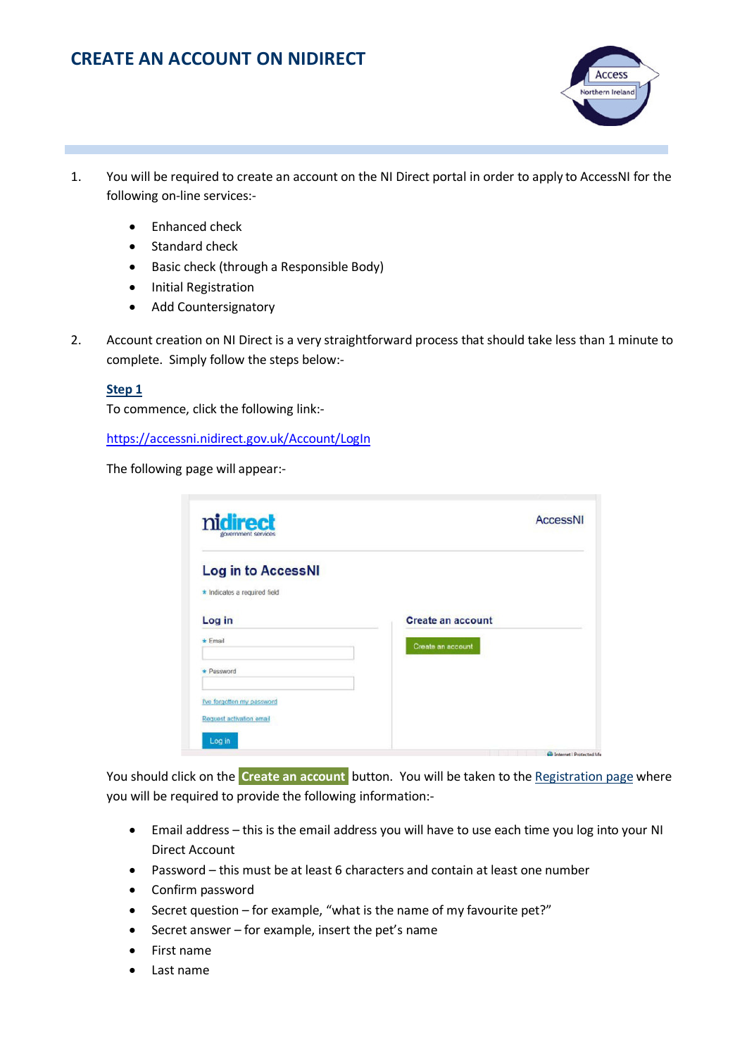# CREATE AN ACCOUNT ON NIDIRECT

1. You will be required to create an account on the NI Direct portal in order to apply to AccessNI for the following on-line services:-

    - Enhanced check
    - Standard check
    - Basic check (through a Responsible Body)
    - Initial Registration
    - Add Countersignatory

2. Account creation on NI Direct is a very straightforward process that should take less than 1 minute to complete. Simply follow the steps below:-

    **Step 1**

    To commence, click the following link:-

    https://accessni.nidirect.gov.uk/Account/LogIn

    The following page will appear:-

    You should click on the **Create an account** button. You will be taken to the Registration page where you will be required to provide the following information:-

    - Email address – this is the email address you will have to use each time you log into your NI Direct Account
    - Password – this must be at least 6 characters and contain at least one number
    - Confirm password
    - Secret question – for example, "what is the name of my favourite pet?"
    - Secret answer – for example, insert the pet's name
    - First name
    - Last name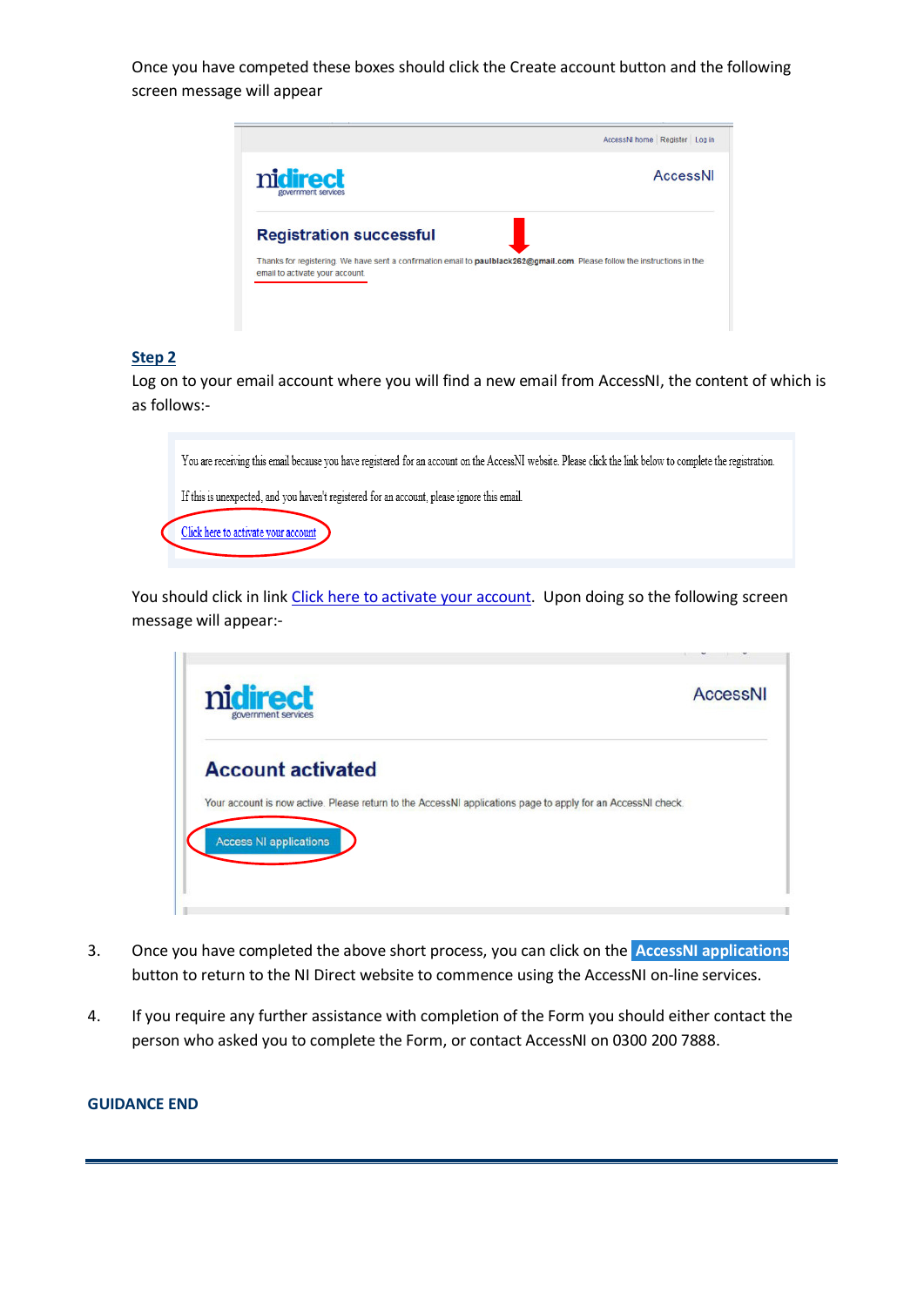Once you have competed these boxes should click the Create account button and the following screen message will appear

AccessNI home | Register | Log in

nidirect government services

AccessNI

**Registration successful**

Thanks for registering. We have sent a confirmation email to **paulblack262@gmail.com**. Please follow the instructions in the email to activate your account.

**Step 2**

Log on to your email account where you will find a new email from AccessNI, the content of which is as follows:-

You are receiving this email because you have registered for an account on the AccessNI website. Please click the link below to complete the registration.

If this is unexpected, and you haven't registered for an account, please ignore this email.

Click here to activate your account

You should click in link Click here to activate your account. Upon doing so the following screen message will appear:-

nidirect government services

AccessNI

**Account activated**

Your account is now active. Please return to the AccessNI applications page to apply for an AccessNI check.

Access NI applications

3. Once you have completed the above short process, you can click on the **AccessNI applications** button to return to the NI Direct website to commence using the AccessNI on-line services.

4. If you require any further assistance with completion of the Form you should either contact the person who asked you to complete the Form, or contact AccessNI on 0300 200 7888.

**GUIDANCE END**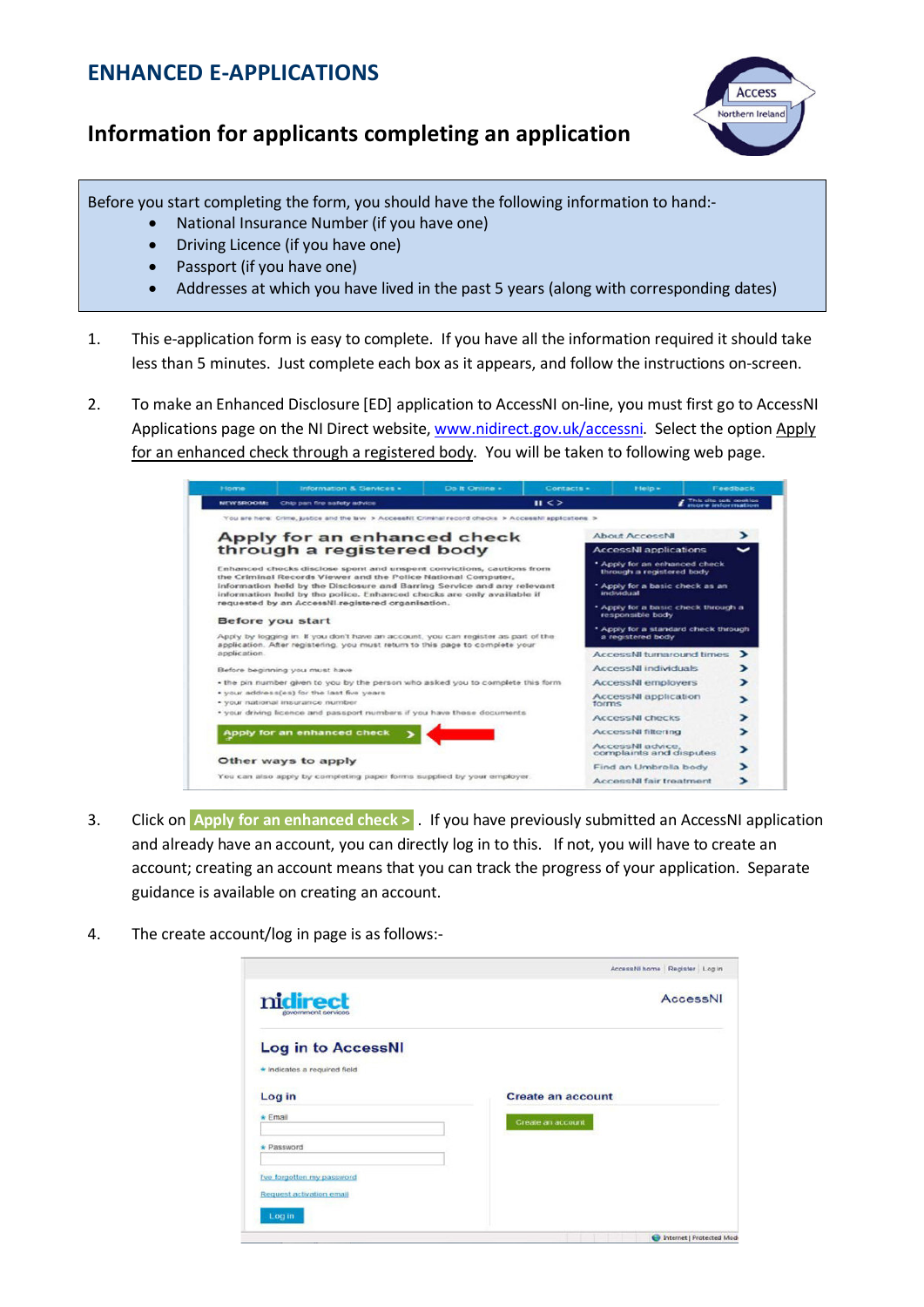# ENHANCED E-APPLICATIONS

## Information for applicants completing an application

Before you start completing the form, you should have the following information to hand:-

- National Insurance Number (if you have one)
- Driving Licence (if you have one)
- Passport (if you have one)
- Addresses at which you have lived in the past 5 years (along with corresponding dates)

1. This e-application form is easy to complete. If you have all the information required it should take less than 5 minutes. Just complete each box as it appears, and follow the instructions on-screen.

2. To make an Enhanced Disclosure [ED] application to AccessNI on-line, you must first go to AccessNI Applications page on the NI Direct website, www.nidirect.gov.uk/accessni. Select the option Apply for an enhanced check through a registered body. You will be taken to following web page.

3. Click on **Apply for an enhanced check >** . If you have previously submitted an AccessNI application and already have an account, you can directly log in to this. If not, you will have to create an account; creating an account means that you can track the progress of your application. Separate guidance is available on creating an account.

4. The create account/log in page is as follows:-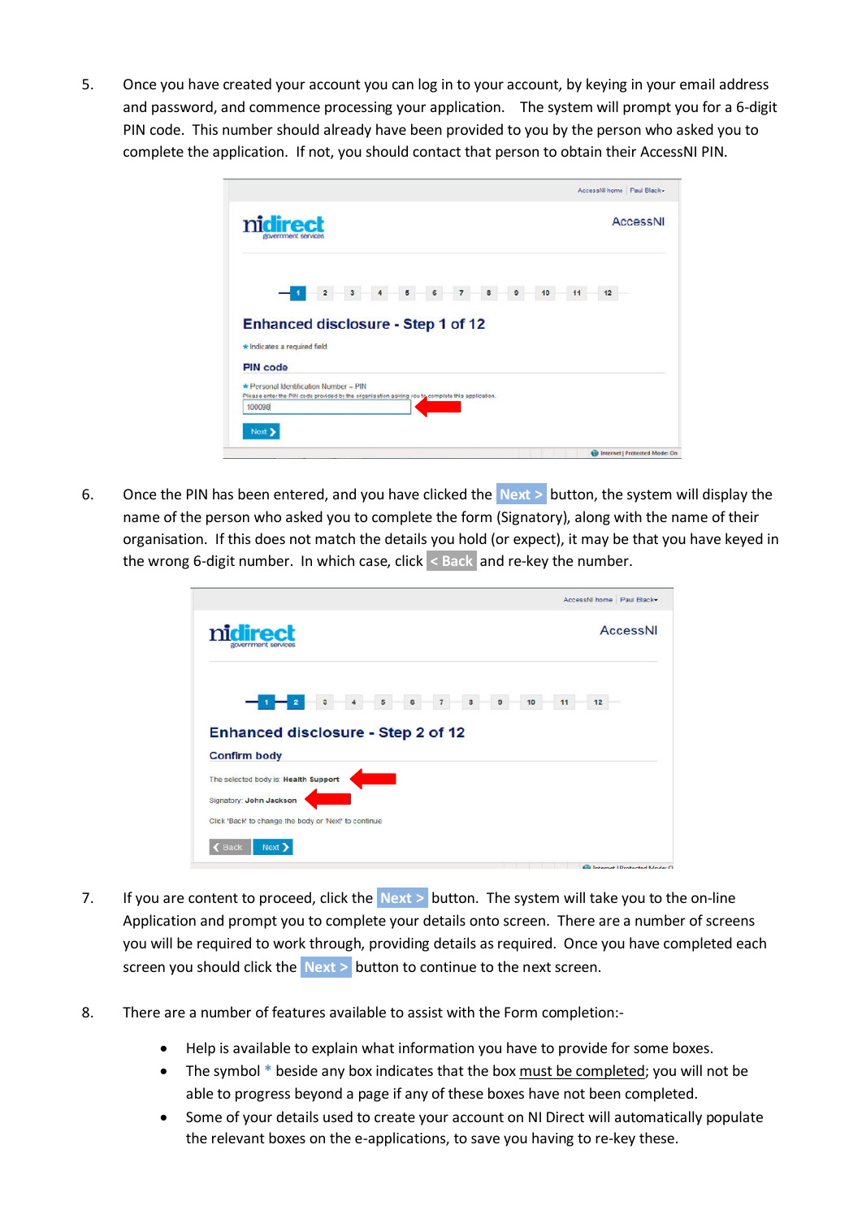5. Once you have created your account you can log in to your account, by keying in your email address and password, and commence processing your application. The system will prompt you for a 6-digit PIN code. This number should already have been provided to you by the person who asked you to complete the application. If not, you should contact that person to obtain their AccessNI PIN.

6. Once the PIN has been entered, and you have clicked the **Next >** button, the system will display the name of the person who asked you to complete the form (Signatory), along with the name of their organisation. If this does not match the details you hold (or expect), it may be that you have keyed in the wrong 6-digit number. In which case, click **< Back** and re-key the number.

7. If you are content to proceed, click the **Next >** button. The system will take you to the on-line Application and prompt you to complete your details onto screen. There are a number of screens you will be required to work through, providing details as required. Once you have completed each screen you should click the **Next >** button to continue to the next screen.

8. There are a number of features available to assist with the Form completion:-

   - Help is available to explain what information you have to provide for some boxes.
   - The symbol * beside any box indicates that the box must be completed; you will not be able to progress beyond a page if any of these boxes have not been completed.
   - Some of your details used to create your account on NI Direct will automatically populate the relevant boxes on the e-applications, to save you having to re-key these.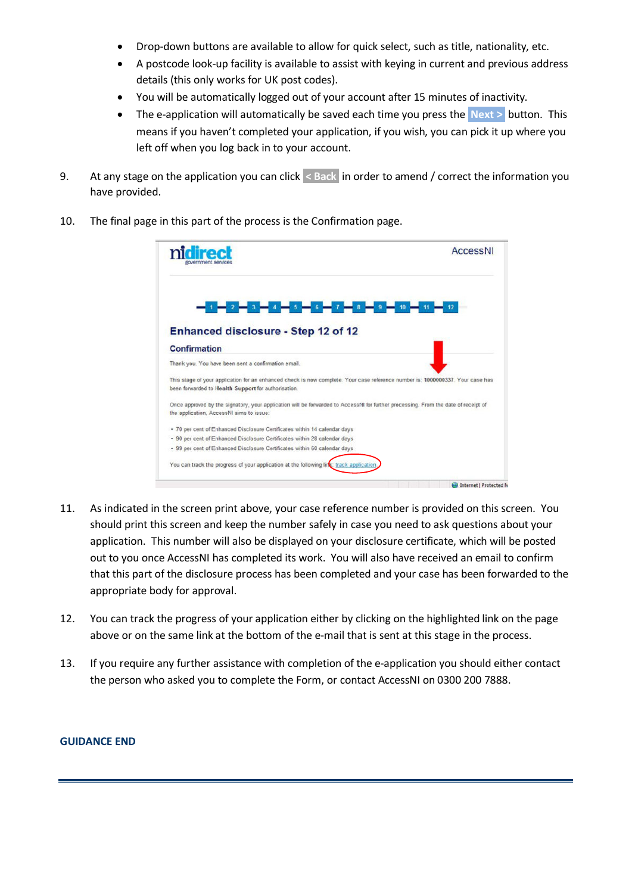- Drop-down buttons are available to allow for quick select, such as title, nationality, etc.
- A postcode look-up facility is available to assist with keying in current and previous address details (this only works for UK post codes).
- You will be automatically logged out of your account after 15 minutes of inactivity.
- The e-application will automatically be saved each time you press the **Next >** button. This means if you haven't completed your application, if you wish, you can pick it up where you left off when you log back in to your account.

9. At any stage on the application you can click **< Back** in order to amend / correct the information you have provided.

10. The final page in this part of the process is the Confirmation page.

11. As indicated in the screen print above, your case reference number is provided on this screen. You should print this screen and keep the number safely in case you need to ask questions about your application. This number will also be displayed on your disclosure certificate, which will be posted out to you once AccessNI has completed its work. You will also have received an email to confirm that this part of the disclosure process has been completed and your case has been forwarded to the appropriate body for approval.

12. You can track the progress of your application either by clicking on the highlighted link on the page above or on the same link at the bottom of the e-mail that is sent at this stage in the process.

13. If you require any further assistance with completion of the e-application you should either contact the person who asked you to complete the Form, or contact AccessNI on 0300 200 7888.

**GUIDANCE END**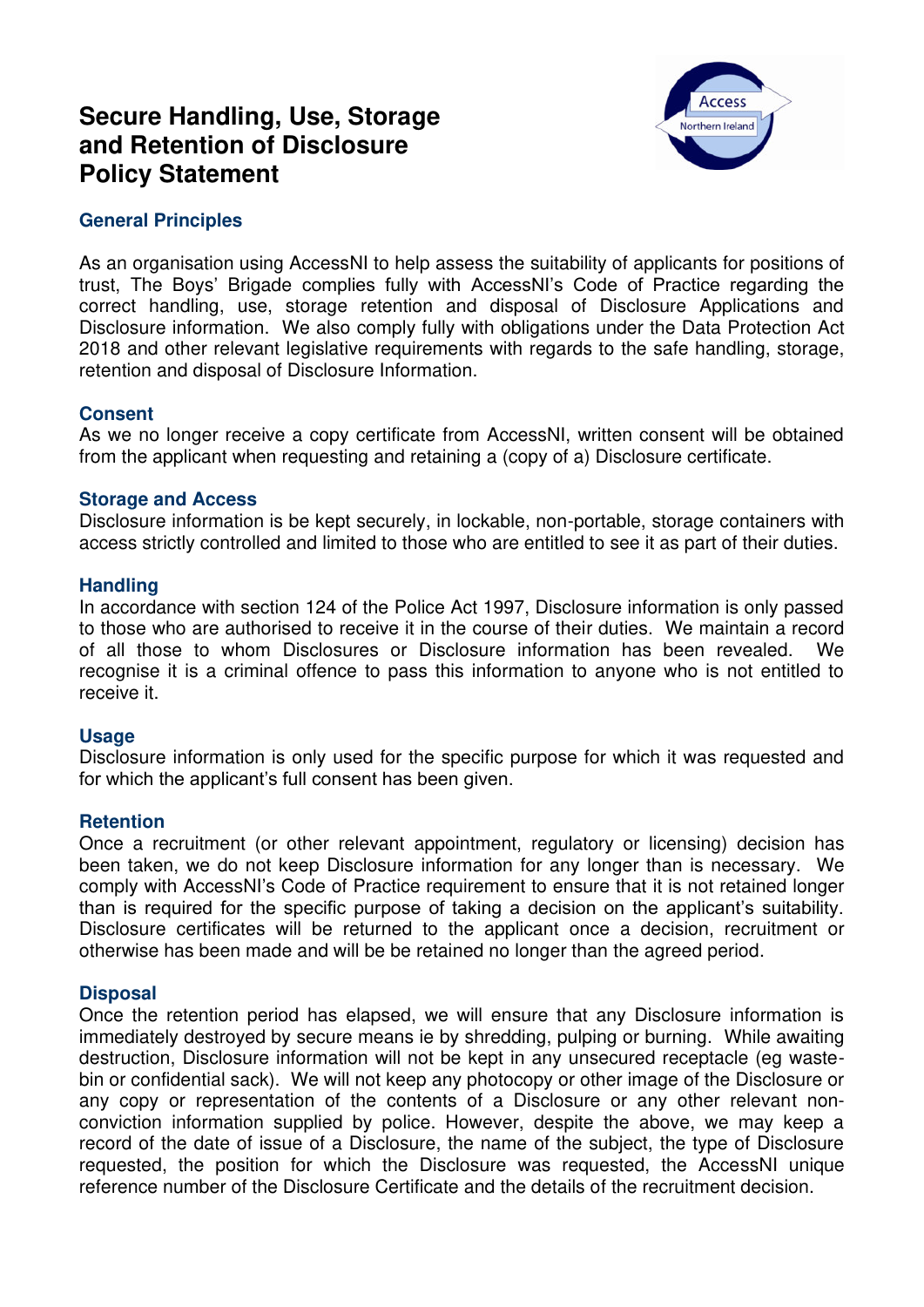# Secure Handling, Use, Storage and Retention of Disclosure Policy Statement

### General Principles

As an organisation using AccessNI to help assess the suitability of applicants for positions of trust, The Boys' Brigade complies fully with AccessNI's Code of Practice regarding the correct handling, use, storage retention and disposal of Disclosure Applications and Disclosure information. We also comply fully with obligations under the Data Protection Act 2018 and other relevant legislative requirements with regards to the safe handling, storage, retention and disposal of Disclosure Information.

### Consent

As we no longer receive a copy certificate from AccessNI, written consent will be obtained from the applicant when requesting and retaining a (copy of a) Disclosure certificate.

### Storage and Access

Disclosure information is be kept securely, in lockable, non-portable, storage containers with access strictly controlled and limited to those who are entitled to see it as part of their duties.

### Handling

In accordance with section 124 of the Police Act 1997, Disclosure information is only passed to those who are authorised to receive it in the course of their duties. We maintain a record of all those to whom Disclosures or Disclosure information has been revealed. We recognise it is a criminal offence to pass this information to anyone who is not entitled to receive it.

### Usage

Disclosure information is only used for the specific purpose for which it was requested and for which the applicant's full consent has been given.

### Retention

Once a recruitment (or other relevant appointment, regulatory or licensing) decision has been taken, we do not keep Disclosure information for any longer than is necessary. We comply with AccessNI's Code of Practice requirement to ensure that it is not retained longer than is required for the specific purpose of taking a decision on the applicant's suitability. Disclosure certificates will be returned to the applicant once a decision, recruitment or otherwise has been made and will be be retained no longer than the agreed period.

### Disposal

Once the retention period has elapsed, we will ensure that any Disclosure information is immediately destroyed by secure means ie by shredding, pulping or burning. While awaiting destruction, Disclosure information will not be kept in any unsecured receptacle (eg waste-bin or confidential sack). We will not keep any photocopy or other image of the Disclosure or any copy or representation of the contents of a Disclosure or any other relevant non-conviction information supplied by police. However, despite the above, we may keep a record of the date of issue of a Disclosure, the name of the subject, the type of Disclosure requested, the position for which the Disclosure was requested, the AccessNI unique reference number of the Disclosure Certificate and the details of the recruitment decision.